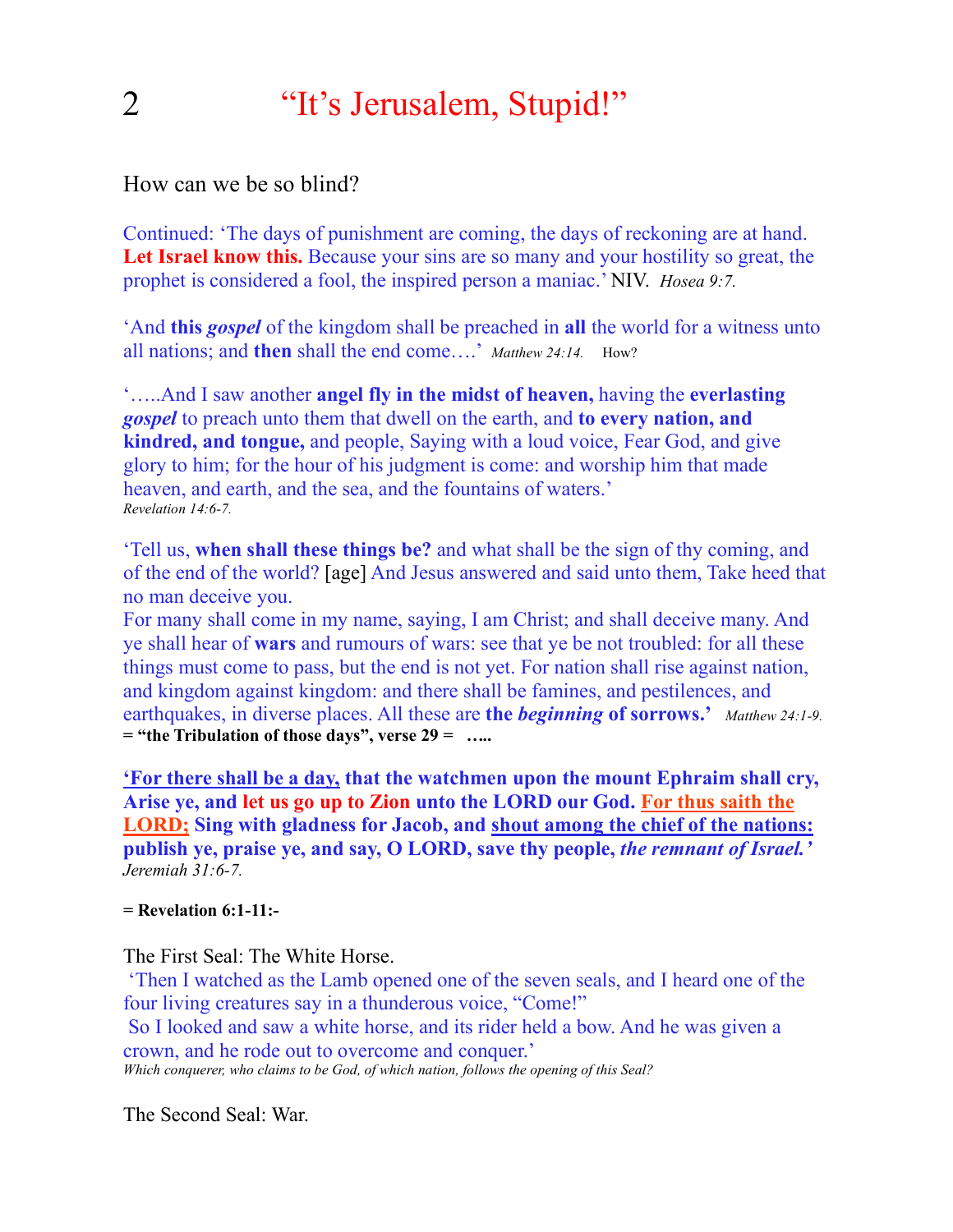# 2 "It's Jerusalem, Stupid!"

How can we be so blind?

Continued: 'The days of punishment are coming, the days of reckoning are at hand. **Let Israel know this.** Because your sins are so many and your hostility so great, the prophet is considered a fool, the inspired person a maniac.' NIV. *Hosea 9:7.*

'And **this *gospel*** of the kingdom shall be preached in **all** the world for a witness unto all nations; and **then** shall the end come….' *Matthew 24:14.* How?

'…..And I saw another **angel fly in the midst of heaven,** having the **everlasting *gospel*** to preach unto them that dwell on the earth, and **to every nation, and kindred, and tongue,** and people, Saying with a loud voice, Fear God, and give glory to him; for the hour of his judgment is come: and worship him that made heaven, and earth, and the sea, and the fountains of waters.'
*Revelation 14:6-7.*

'Tell us, **when shall these things be?** and what shall be the sign of thy coming, and of the end of the world? [age] And Jesus answered and said unto them, Take heed that no man deceive you.
For many shall come in my name, saying, I am Christ; and shall deceive many. And ye shall hear of **wars** and rumours of wars: see that ye be not troubled: for all these things must come to pass, but the end is not yet. For nation shall rise against nation, and kingdom against kingdom: and there shall be famines, and pestilences, and earthquakes, in diverse places. All these are **the *beginning* of sorrows.'** *Matthew 24:1-9.*
**= "the Tribulation of those days", verse 29 = …..**

**<u>'For there shall be a day,</u> that the watchmen upon the mount Ephraim shall cry, Arise ye, and let us go up to Zion unto the LORD our God. <u>For thus saith the LORD;</u> Sing with gladness for Jacob, and <u>shout among the chief of the nations:</u> publish ye, praise ye, and say, O LORD, save thy people, *the remnant of Israel.'*** *Jeremiah 31:6-7.*

**= Revelation 6:1-11:-**

The First Seal: The White Horse.
'Then I watched as the Lamb opened one of the seven seals, and I heard one of the four living creatures say in a thunderous voice, "Come!"
So I looked and saw a white horse, and its rider held a bow. And he was given a crown, and he rode out to overcome and conquer.'
*Which conqueror, who claims to be God, of which nation, follows the opening of this Seal?*

The Second Seal: War.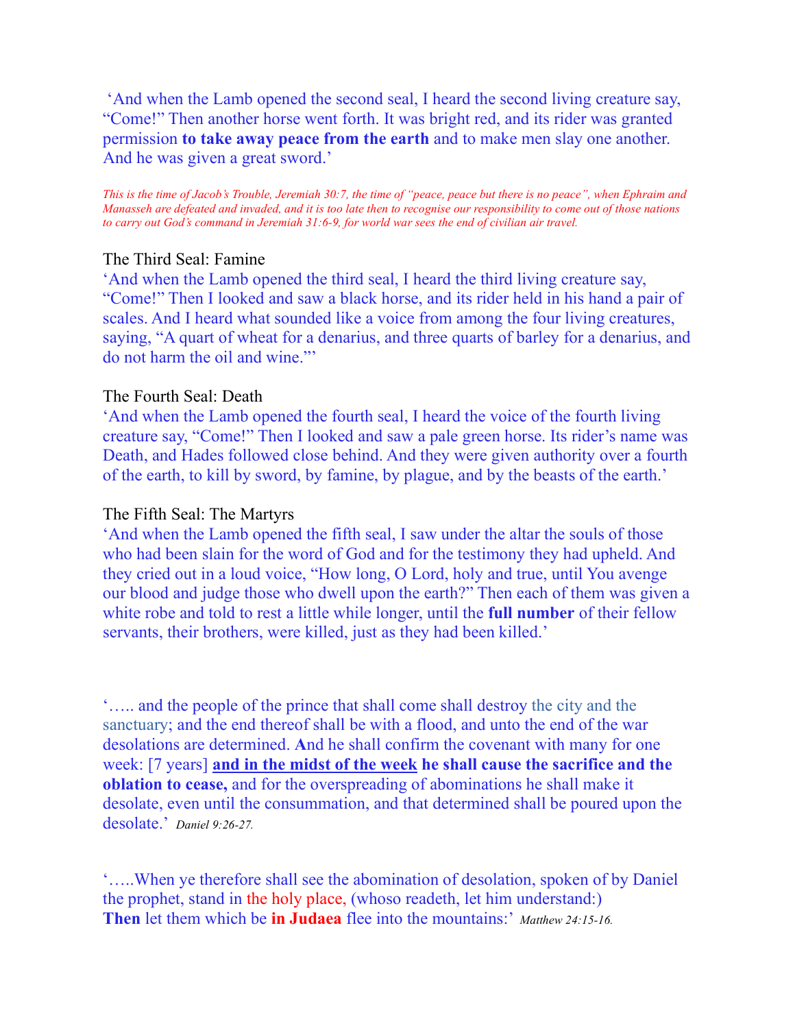'And when the Lamb opened the second seal, I heard the second living creature say, "Come!" Then another horse went forth. It was bright red, and its rider was granted permission **to take away peace from the earth** and to make men slay one another. And he was given a great sword.'

*This is the time of Jacob's Trouble, Jeremiah 30:7, the time of "peace, peace but there is no peace", when Ephraim and Manasseh are defeated and invaded, and it is too late then to recognise our responsibility to come out of those nations to carry out God's command in Jeremiah 31:6-9, for world war sees the end of civilian air travel.*

The Third Seal: Famine

'And when the Lamb opened the third seal, I heard the third living creature say, "Come!" Then I looked and saw a black horse, and its rider held in his hand a pair of scales. And I heard what sounded like a voice from among the four living creatures, saying, "A quart of wheat for a denarius, and three quarts of barley for a denarius, and do not harm the oil and wine."'

The Fourth Seal: Death

'And when the Lamb opened the fourth seal, I heard the voice of the fourth living creature say, "Come!" Then I looked and saw a pale green horse. Its rider's name was Death, and Hades followed close behind. And they were given authority over a fourth of the earth, to kill by sword, by famine, by plague, and by the beasts of the earth.'

The Fifth Seal: The Martyrs

'And when the Lamb opened the fifth seal, I saw under the altar the souls of those who had been slain for the word of God and for the testimony they had upheld. And they cried out in a loud voice, "How long, O Lord, holy and true, until You avenge our blood and judge those who dwell upon the earth?" Then each of them was given a white robe and told to rest a little while longer, until the **full number** of their fellow servants, their brothers, were killed, just as they had been killed.'

'….. and the people of the prince that shall come shall destroy the city and the sanctuary; and the end thereof shall be with a flood, and unto the end of the war desolations are determined. **A**nd he shall confirm the covenant with many for one week: [7 years] **<u>and in the midst of the week</u> he shall cause the sacrifice and the oblation to cease,** and for the overspreading of abominations he shall make it desolate, even until the consummation, and that determined shall be poured upon the desolate.' *Daniel 9:26-27.*

'…..When ye therefore shall see the abomination of desolation, spoken of by Daniel the prophet, stand in the holy place, (whoso readeth, let him understand:) **Then** let them which be **in Judaea** flee into the mountains:' *Matthew 24:15-16.*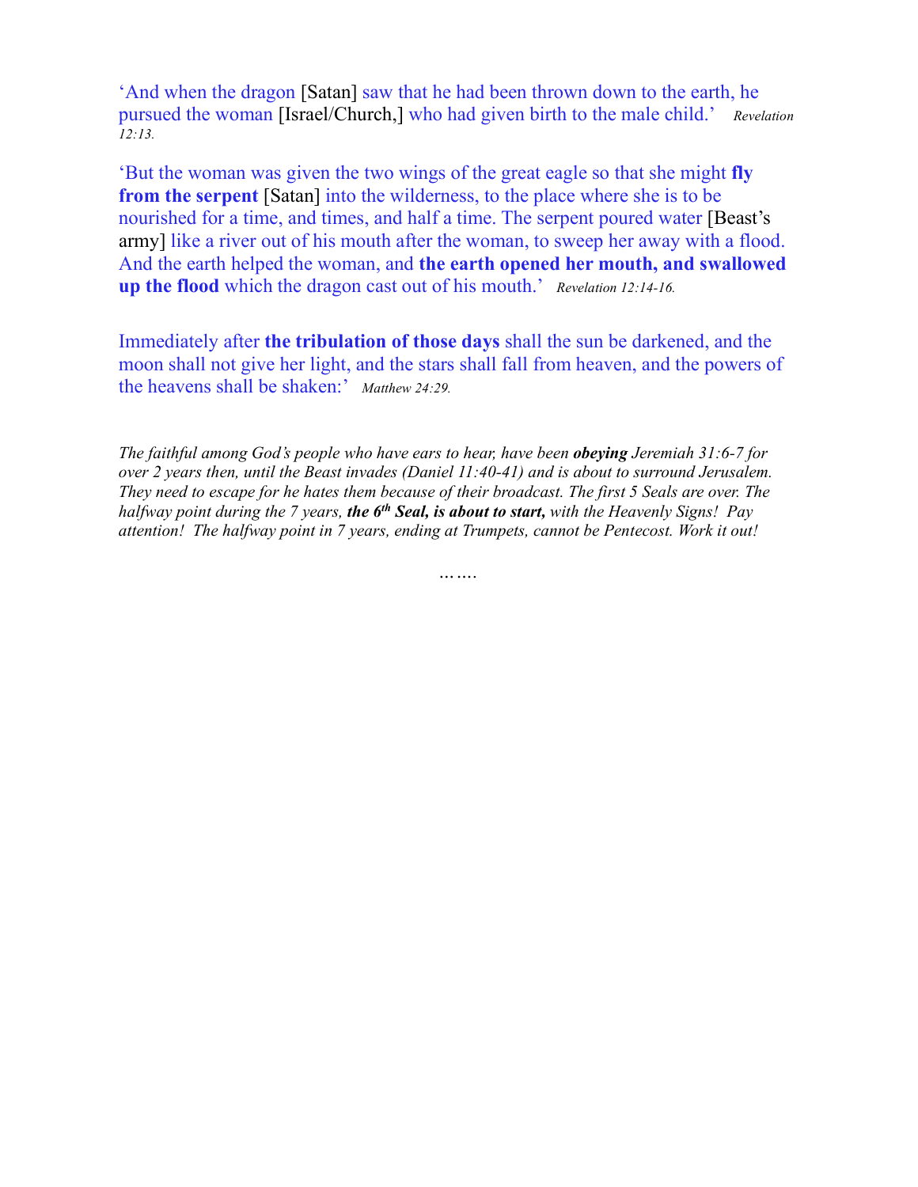'And when the dragon [Satan] saw that he had been thrown down to the earth, he pursued the woman [Israel/Church,] who had given birth to the male child.' *Revelation 12:13.*

'But the woman was given the two wings of the great eagle so that she might **fly from the serpent** [Satan] into the wilderness, to the place where she is to be nourished for a time, and times, and half a time. The serpent poured water [Beast's army] like a river out of his mouth after the woman, to sweep her away with a flood. And the earth helped the woman, and **the earth opened her mouth, and swallowed up the flood** which the dragon cast out of his mouth.' *Revelation 12:14-16.*

Immediately after **the tribulation of those days** shall the sun be darkened, and the moon shall not give her light, and the stars shall fall from heaven, and the powers of the heavens shall be shaken:' *Matthew 24:29.*

*The faithful among God's people who have ears to hear, have been **obeying** Jeremiah 31:6-7 for over 2 years then, until the Beast invades (Daniel 11:40-41) and is about to surround Jerusalem. They need to escape for he hates them because of their broadcast. The first 5 Seals are over. The halfway point during the 7 years, **the 6th Seal, is about to start,** with the Heavenly Signs! Pay attention! The halfway point in 7 years, ending at Trumpets, cannot be Pentecost. Work it out!*

…….